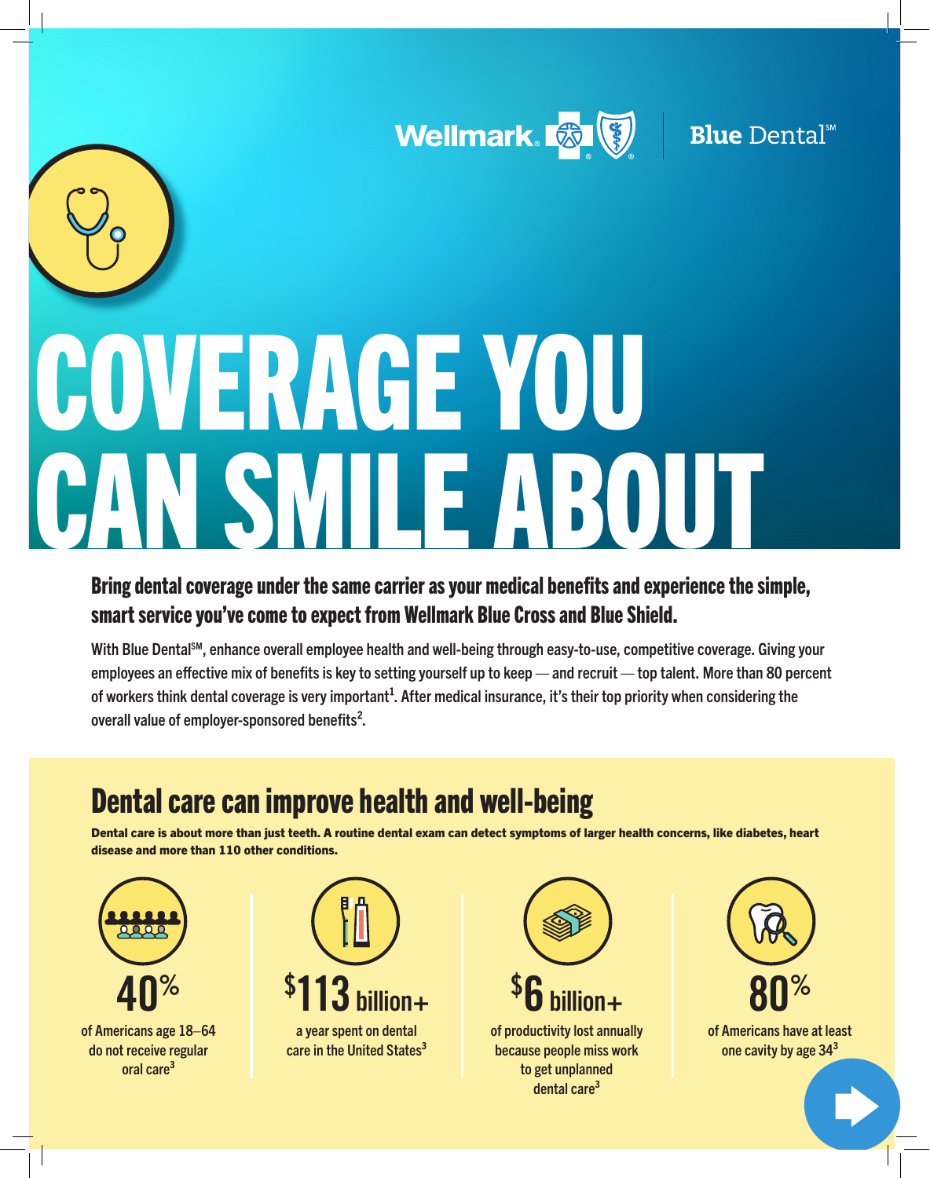Wellmark Blue Dental[SM]

# COVERAGE YOU CAN SMILE ABOUT

**Bring dental coverage under the same carrier as your medical benefits and experience the simple, smart service you've come to expect from Wellmark Blue Cross and Blue Shield.**

With Blue Dental[SM], enhance overall employee health and well-being through easy-to-use, competitive coverage. Giving your employees an effective mix of benefits is key to setting yourself up to keep — and recruit — top talent. More than 80 percent of workers think dental coverage is very important[1]. After medical insurance, it's their top priority when considering the overall value of employer-sponsored benefits[2].

## Dental care can improve health and well-being

**Dental care is about more than just teeth. A routine dental exam can detect symptoms of larger health concerns, like diabetes, heart disease and more than 110 other conditions.**

**40%**
of Americans age 18–64 do not receive regular oral care[3]

**$113 billion+**
a year spent on dental care in the United States[3]

**$6 billion+**
of productivity lost annually because people miss work to get unplanned dental care[3]

**80%**
of Americans have at least one cavity by age 34[3]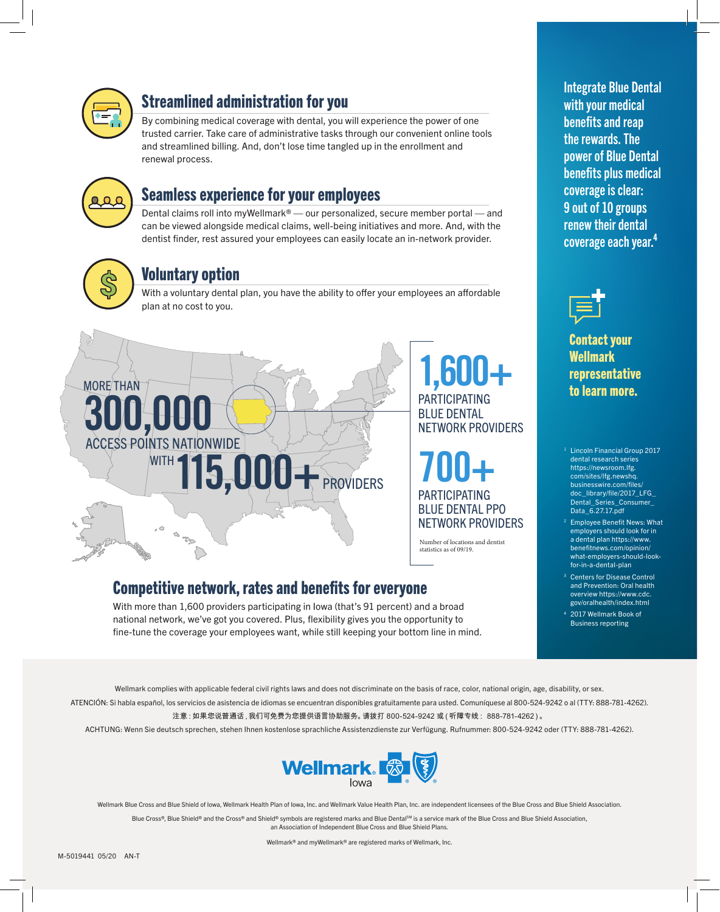## Streamlined administration for you

By combining medical coverage with dental, you will experience the power of one trusted carrier. Take care of administrative tasks through our convenient online tools and streamlined billing. And, don't lose time tangled up in the enrollment and renewal process.

## Seamless experience for your employees

Dental claims roll into myWellmark® — our personalized, secure member portal — and can be viewed alongside medical claims, well-being initiatives and more. And, with the dentist finder, rest assured your employees can easily locate an in-network provider.

## Voluntary option

With a voluntary dental plan, you have the ability to offer your employees an affordable plan at no cost to you.

MORE THAN **300,000** ACCESS POINTS NATIONWIDE WITH **115,000+** PROVIDERS

**1,600+** PARTICIPATING BLUE DENTAL NETWORK PROVIDERS

**700+** PARTICIPATING BLUE DENTAL PPO NETWORK PROVIDERS

Number of locations and dentist statistics as of 09/19.

## Competitive network, rates and benefits for everyone

With more than 1,600 providers participating in Iowa (that's 91 percent) and a broad national network, we've got you covered. Plus, flexibility gives you the opportunity to fine-tune the coverage your employees want, while still keeping your bottom line in mind.

**Integrate Blue Dental with your medical benefits and reap the rewards. The power of Blue Dental benefits plus medical coverage is clear: 9 out of 10 groups renew their dental coverage each year.[4]**

**Contact your Wellmark representative to learn more.**

1. Lincoln Financial Group 2017 dental research series https://newsroom.lfg.com/sites/lfg.newshq.businesswire.com/files/doc_library/file/2017_LFG_Dental_Series_Consumer_Data_6.27.17.pdf
2. Employee Benefit News: What employers should look for in a dental plan https://www.benefitnews.com/opinion/what-employers-should-look-for-in-a-dental-plan
3. Centers for Disease Control and Prevention: Oral health overview https://www.cdc.gov/oralhealth/index.html
4. 2017 Wellmark Book of Business reporting

Wellmark complies with applicable federal civil rights laws and does not discriminate on the basis of race, color, national origin, age, disability, or sex.

ATENCIÓN: Si habla español, los servicios de asistencia de idiomas se encuentran disponibles gratuitamente para usted. Comuníquese al 800-524-9242 o al (TTY: 888-781-4262).

注意：如果您说普通话，我们可免费为您提供语言协助服务。请拨打 800-524-9242 或 (听障专线： 888-781-4262)。

ACHTUNG: Wenn Sie deutsch sprechen, stehen Ihnen kostenlose sprachliche Assistenzdienste zur Verfügung. Rufnummer: 800-524-9242 oder (TTY: 888-781-4262).

Wellmark® Iowa

Wellmark Blue Cross and Blue Shield of Iowa, Wellmark Health Plan of Iowa, Inc. and Wellmark Value Health Plan, Inc. are independent licensees of the Blue Cross and Blue Shield Association.

Blue Cross®, Blue Shield® and the Cross® and Shield® symbols are registered marks and Blue Dental℠ is a service mark of the Blue Cross and Blue Shield Association, an Association of Independent Blue Cross and Blue Shield Plans.

Wellmark® and myWellmark® are registered marks of Wellmark, Inc.

M-5019441 05/20 AN-T